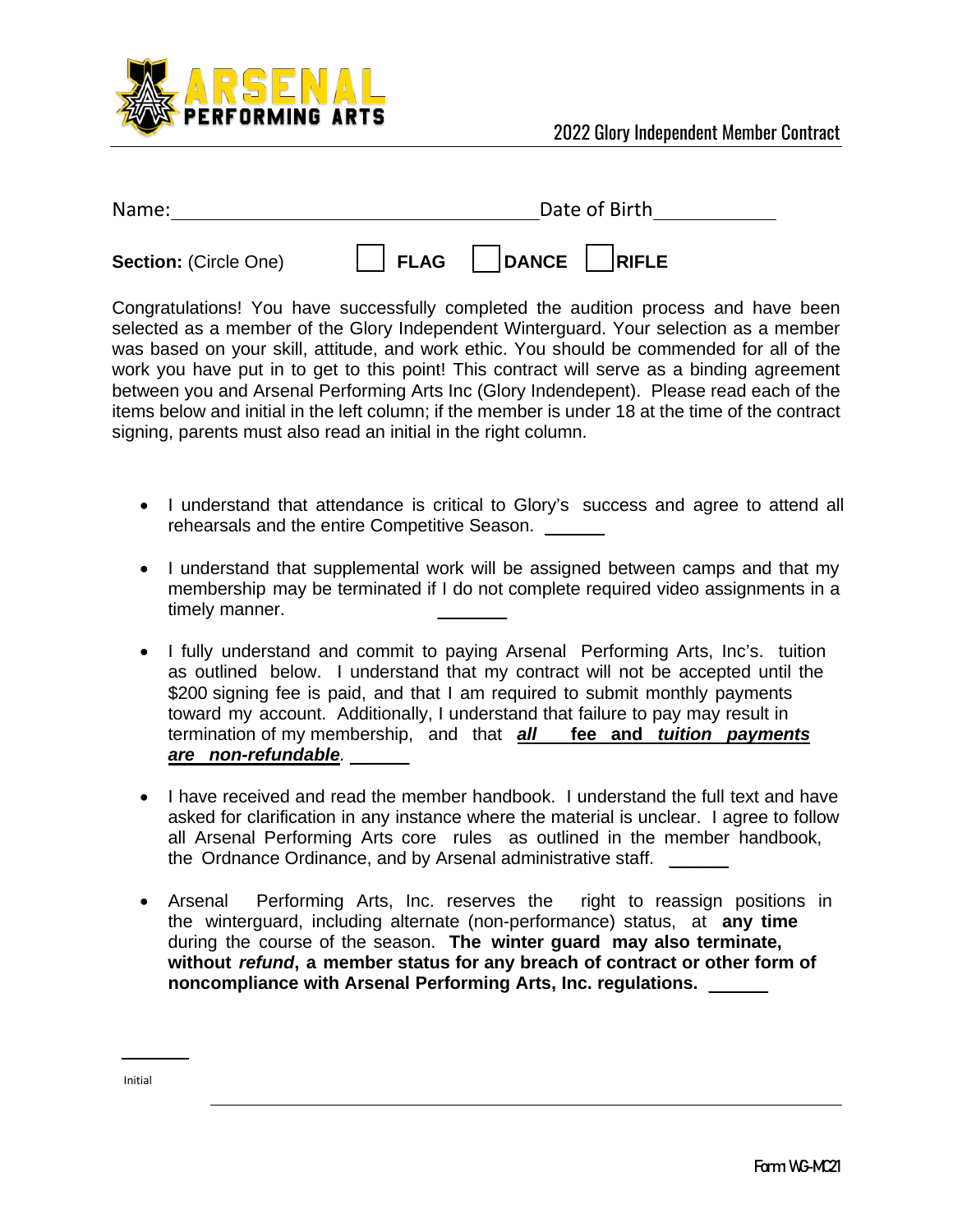ARSENAL PERFORMING ARTS

2022 Glory Independent Member Contract

Name: ________________________________ Date of Birth ____________

**Section:** (Circle One) ☐ **FLAG** ☐ **DANCE** ☐ **RIFLE**

Congratulations! You have successfully completed the audition process and have been selected as a member of the Glory Independent Winterguard. Your selection as a member was based on your skill, attitude, and work ethic. You should be commended for all of the work you have put in to get to this point! This contract will serve as a binding agreement between you and Arsenal Performing Arts Inc (Glory Indendepent). Please read each of the items below and initial in the left column; if the member is under 18 at the time of the contract signing, parents must also read an initial in the right column.

- I understand that attendance is critical to Glory's success and agree to attend all rehearsals and the entire Competitive Season. ______
- I understand that supplemental work will be assigned between camps and that my membership may be terminated if I do not complete required video assignments in a timely manner. ______
- I fully understand and commit to paying Arsenal Performing Arts, Inc's. tuition as outlined below. I understand that my contract will not be accepted until the $200 signing fee is paid, and that I am required to submit monthly payments toward my account. Additionally, I understand that failure to pay may result in termination of my membership, and that ***all*** **fee and** ***tuition payments are non-refundable***. ______
- I have received and read the member handbook. I understand the full text and have asked for clarification in any instance where the material is unclear. I agree to follow all Arsenal Performing Arts core rules as outlined in the member handbook, the Ordnance Ordinance, and by Arsenal administrative staff. ______
- Arsenal Performing Arts, Inc. reserves the right to reassign positions in the winterguard, including alternate (non-performance) status, at **any time** during the course of the season. **The winter guard may also terminate, without *refund*, a member status for any breach of contract or other form of noncompliance with Arsenal Performing Arts, Inc. regulations.** ______

______
Initial

Form WG-MC21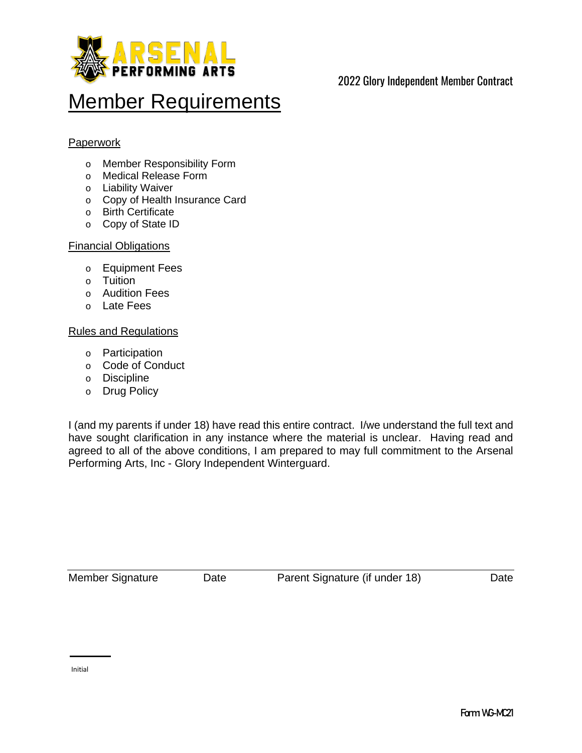2022 Glory Independent Member Contract

# Member Requirements

Paperwork

- Member Responsibility Form
- Medical Release Form
- Liability Waiver
- Copy of Health Insurance Card
- Birth Certificate
- Copy of State ID

Financial Obligations

- Equipment Fees
- Tuition
- Audition Fees
- Late Fees

Rules and Regulations

- Participation
- Code of Conduct
- Discipline
- Drug Policy

I (and my parents if under 18) have read this entire contract. I/we understand the full text and have sought clarification in any instance where the material is unclear. Having read and agreed to all of the above conditions, I am prepared to may full commitment to the Arsenal Performing Arts, Inc - Glory Independent Winterguard.

Member Signature Date Parent Signature (if under 18) Date

Initial

Form WG-MC21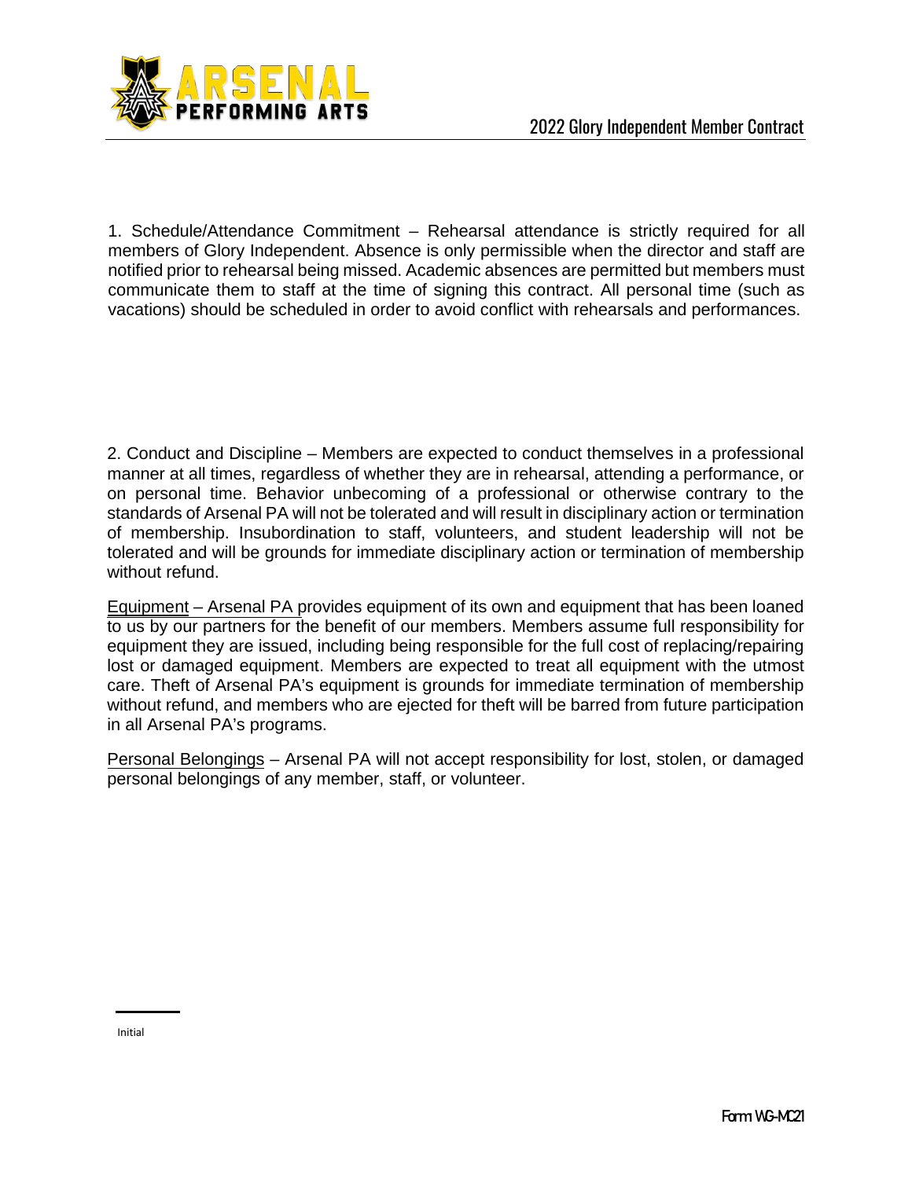1. Schedule/Attendance Commitment – Rehearsal attendance is strictly required for all members of Glory Independent. Absence is only permissible when the director and staff are notified prior to rehearsal being missed. Academic absences are permitted but members must communicate them to staff at the time of signing this contract. All personal time (such as vacations) should be scheduled in order to avoid conflict with rehearsals and performances.

2. Conduct and Discipline – Members are expected to conduct themselves in a professional manner at all times, regardless of whether they are in rehearsal, attending a performance, or on personal time. Behavior unbecoming of a professional or otherwise contrary to the standards of Arsenal PA will not be tolerated and will result in disciplinary action or termination of membership. Insubordination to staff, volunteers, and student leadership will not be tolerated and will be grounds for immediate disciplinary action or termination of membership without refund.

Equipment – Arsenal PA provides equipment of its own and equipment that has been loaned to us by our partners for the benefit of our members. Members assume full responsibility for equipment they are issued, including being responsible for the full cost of replacing/repairing lost or damaged equipment. Members are expected to treat all equipment with the utmost care. Theft of Arsenal PA's equipment is grounds for immediate termination of membership without refund, and members who are ejected for theft will be barred from future participation in all Arsenal PA's programs.

Personal Belongings – Arsenal PA will not accept responsibility for lost, stolen, or damaged personal belongings of any member, staff, or volunteer.

\_\_\_\_\_\_\_\_

Initial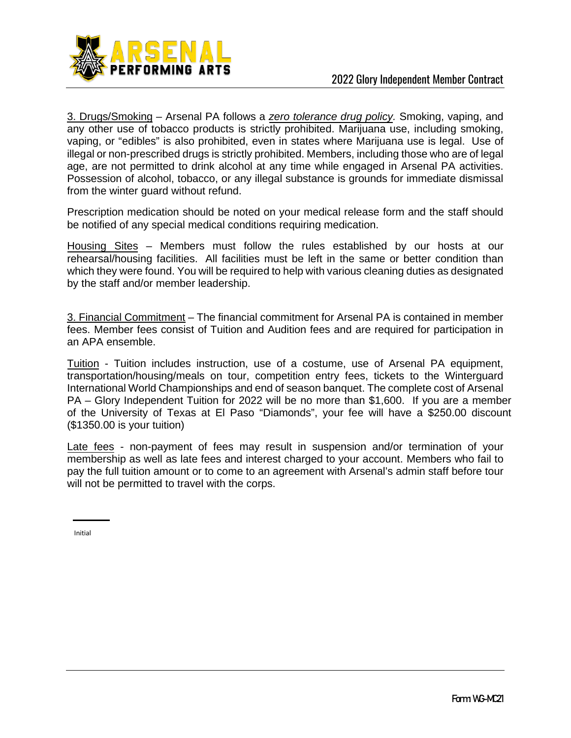3. Drugs/Smoking – Arsenal PA follows a ***zero tolerance drug policy.*** Smoking, vaping, and any other use of tobacco products is strictly prohibited. Marijuana use, including smoking, vaping, or "edibles" is also prohibited, even in states where Marijuana use is legal. Use of illegal or non-prescribed drugs is strictly prohibited. Members, including those who are of legal age, are not permitted to drink alcohol at any time while engaged in Arsenal PA activities. Possession of alcohol, tobacco, or any illegal substance is grounds for immediate dismissal from the winter guard without refund.

Prescription medication should be noted on your medical release form and the staff should be notified of any special medical conditions requiring medication.

Housing Sites – Members must follow the rules established by our hosts at our rehearsal/housing facilities. All facilities must be left in the same or better condition than which they were found. You will be required to help with various cleaning duties as designated by the staff and/or member leadership.

3. Financial Commitment – The financial commitment for Arsenal PA is contained in member fees. Member fees consist of Tuition and Audition fees and are required for participation in an APA ensemble.

Tuition - Tuition includes instruction, use of a costume, use of Arsenal PA equipment, transportation/housing/meals on tour, competition entry fees, tickets to the Winterguard International World Championships and end of season banquet. The complete cost of Arsenal PA – Glory Independent Tuition for 2022 will be no more than $1,600. If you are a member of the University of Texas at El Paso "Diamonds", your fee will have a $250.00 discount ($1350.00 is your tuition)

Late fees - non-payment of fees may result in suspension and/or termination of your membership as well as late fees and interest charged to your account. Members who fail to pay the full tuition amount or to come to an agreement with Arsenal's admin staff before tour will not be permitted to travel with the corps.

\_\_\_\_\_\_
Initial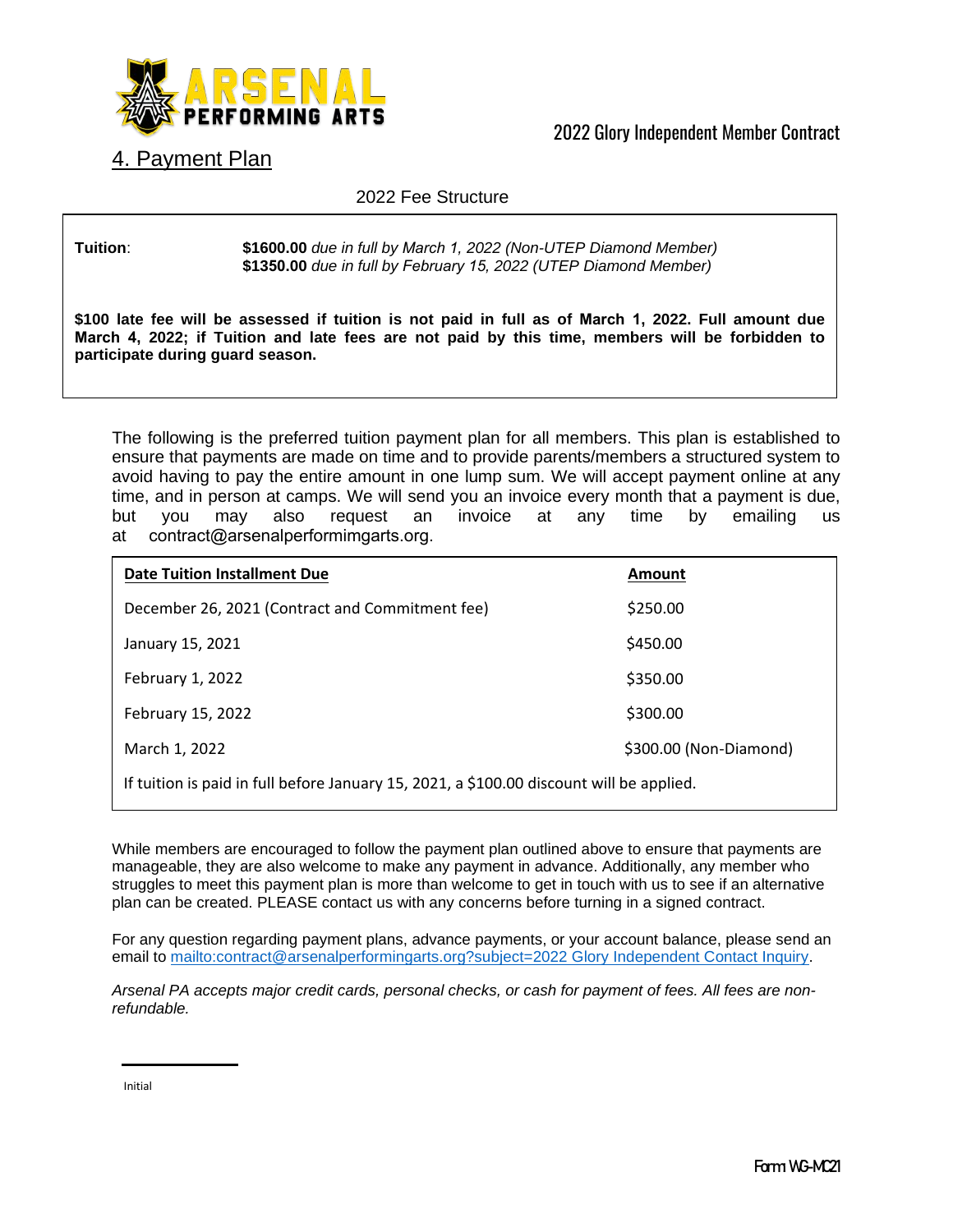## 4. Payment Plan

2022 Fee Structure

**Tuition**: **$1600.00** *due in full by March 1, 2022 (Non-UTEP Diamond Member)*
**$1350.00** *due in full by February 15, 2022 (UTEP Diamond Member)*

**$100 late fee will be assessed if tuition is not paid in full as of March 1, 2022. Full amount due March 4, 2022; if Tuition and late fees are not paid by this time, members will be forbidden to participate during guard season.**

The following is the preferred tuition payment plan for all members. This plan is established to ensure that payments are made on time and to provide parents/members a structured system to avoid having to pay the entire amount in one lump sum. We will accept payment online at any time, and in person at camps. We will send you an invoice every month that a payment is due, but you may also request an invoice at any time by emailing us at contract@arsenalperformimgarts.org.

| Date Tuition Installment Due | Amount |
|---|---|
| December 26, 2021 (Contract and Commitment fee) | $250.00 |
| January 15, 2021 | $450.00 |
| February 1, 2022 | $350.00 |
| February 15, 2022 | $300.00 |
| March 1, 2022 | $300.00 (Non-Diamond) |
| If tuition is paid in full before January 15, 2021, a $100.00 discount will be applied. | |

While members are encouraged to follow the payment plan outlined above to ensure that payments are manageable, they are also welcome to make any payment in advance. Additionally, any member who struggles to meet this payment plan is more than welcome to get in touch with us to see if an alternative plan can be created. PLEASE contact us with any concerns before turning in a signed contract.

For any question regarding payment plans, advance payments, or your account balance, please send an email to mailto:contract@arsenalperformingarts.org?subject=2022 Glory Independent Contact Inquiry.

*Arsenal PA accepts major credit cards, personal checks, or cash for payment of fees. All fees are non-refundable.*

Initial